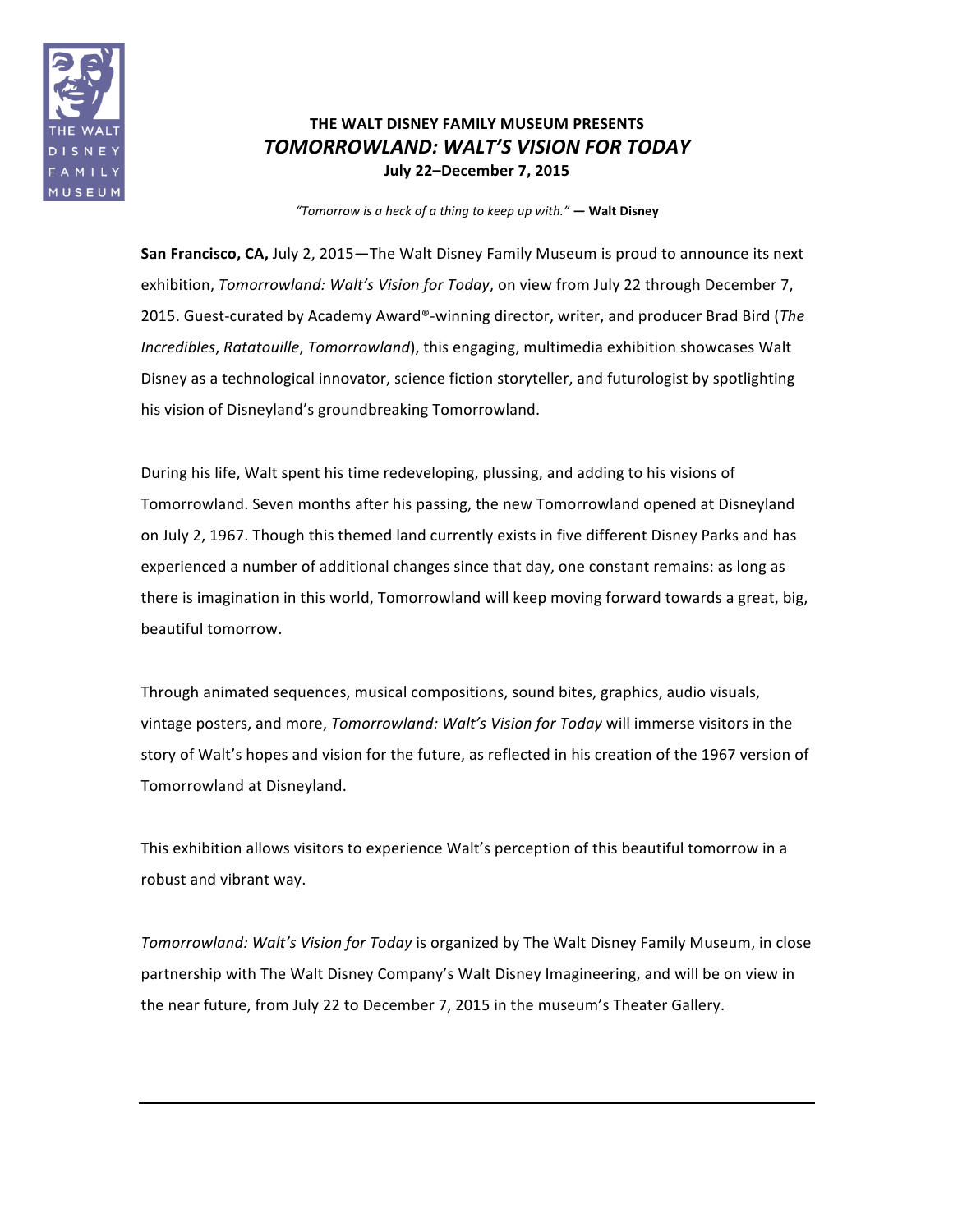THE WALT DISNEY FAMILY MUSEUM

# THE WALT DISNEY FAMILY MUSEUM PRESENTS
## *TOMORROWLAND: WALT'S VISION FOR TODAY*
**July 22–December 7, 2015**

*"Tomorrow is a heck of a thing to keep up with."* — **Walt Disney**

**San Francisco, CA,** July 2, 2015—The Walt Disney Family Museum is proud to announce its next exhibition, *Tomorrowland: Walt's Vision for Today*, on view from July 22 through December 7, 2015. Guest-curated by Academy Award®-winning director, writer, and producer Brad Bird (*The Incredibles*, *Ratatouille*, *Tomorrowland*), this engaging, multimedia exhibition showcases Walt Disney as a technological innovator, science fiction storyteller, and futurologist by spotlighting his vision of Disneyland's groundbreaking Tomorrowland.

During his life, Walt spent his time redeveloping, plussing, and adding to his visions of Tomorrowland. Seven months after his passing, the new Tomorrowland opened at Disneyland on July 2, 1967. Though this themed land currently exists in five different Disney Parks and has experienced a number of additional changes since that day, one constant remains: as long as there is imagination in this world, Tomorrowland will keep moving forward towards a great, big, beautiful tomorrow.

Through animated sequences, musical compositions, sound bites, graphics, audio visuals, vintage posters, and more, *Tomorrowland: Walt's Vision for Today* will immerse visitors in the story of Walt's hopes and vision for the future, as reflected in his creation of the 1967 version of Tomorrowland at Disneyland.

This exhibition allows visitors to experience Walt's perception of this beautiful tomorrow in a robust and vibrant way.

*Tomorrowland: Walt's Vision for Today* is organized by The Walt Disney Family Museum, in close partnership with The Walt Disney Company's Walt Disney Imagineering, and will be on view in the near future, from July 22 to December 7, 2015 in the museum's Theater Gallery.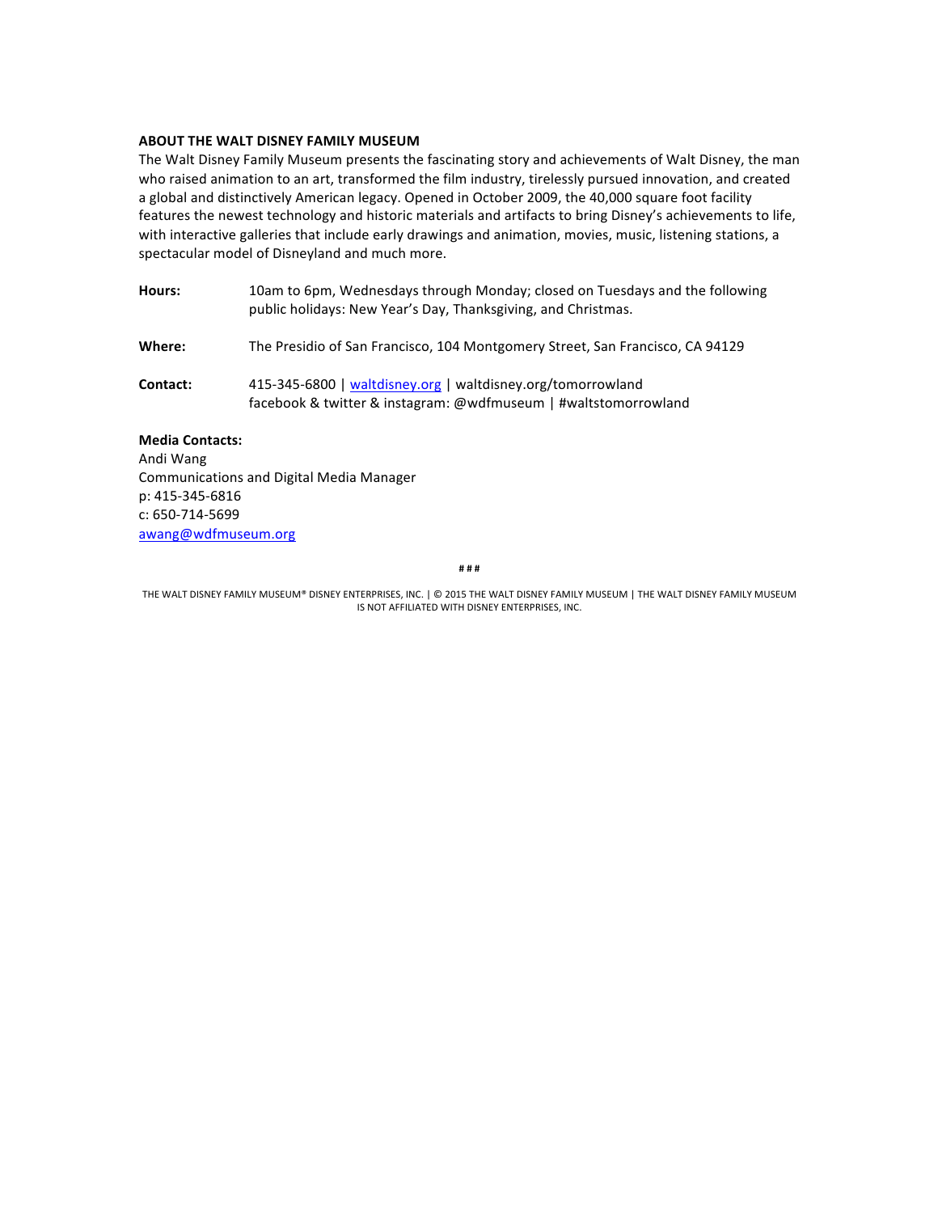**ABOUT THE WALT DISNEY FAMILY MUSEUM**

The Walt Disney Family Museum presents the fascinating story and achievements of Walt Disney, the man who raised animation to an art, transformed the film industry, tirelessly pursued innovation, and created a global and distinctively American legacy. Opened in October 2009, the 40,000 square foot facility features the newest technology and historic materials and artifacts to bring Disney's achievements to life, with interactive galleries that include early drawings and animation, movies, music, listening stations, a spectacular model of Disneyland and much more.

**Hours:** 10am to 6pm, Wednesdays through Monday; closed on Tuesdays and the following public holidays: New Year's Day, Thanksgiving, and Christmas.

**Where:** The Presidio of San Francisco, 104 Montgomery Street, San Francisco, CA 94129

**Contact:** 415-345-6800 | waltdisney.org | waltdisney.org/tomorrowland
facebook & twitter & instagram: @wdfmuseum | #waltstomorrowland

**Media Contacts:**
Andi Wang
Communications and Digital Media Manager
p: 415-345-6816
c: 650-714-5699
awang@wdfmuseum.org

# # #

THE WALT DISNEY FAMILY MUSEUM® DISNEY ENTERPRISES, INC. | © 2015 THE WALT DISNEY FAMILY MUSEUM | THE WALT DISNEY FAMILY MUSEUM IS NOT AFFILIATED WITH DISNEY ENTERPRISES, INC.